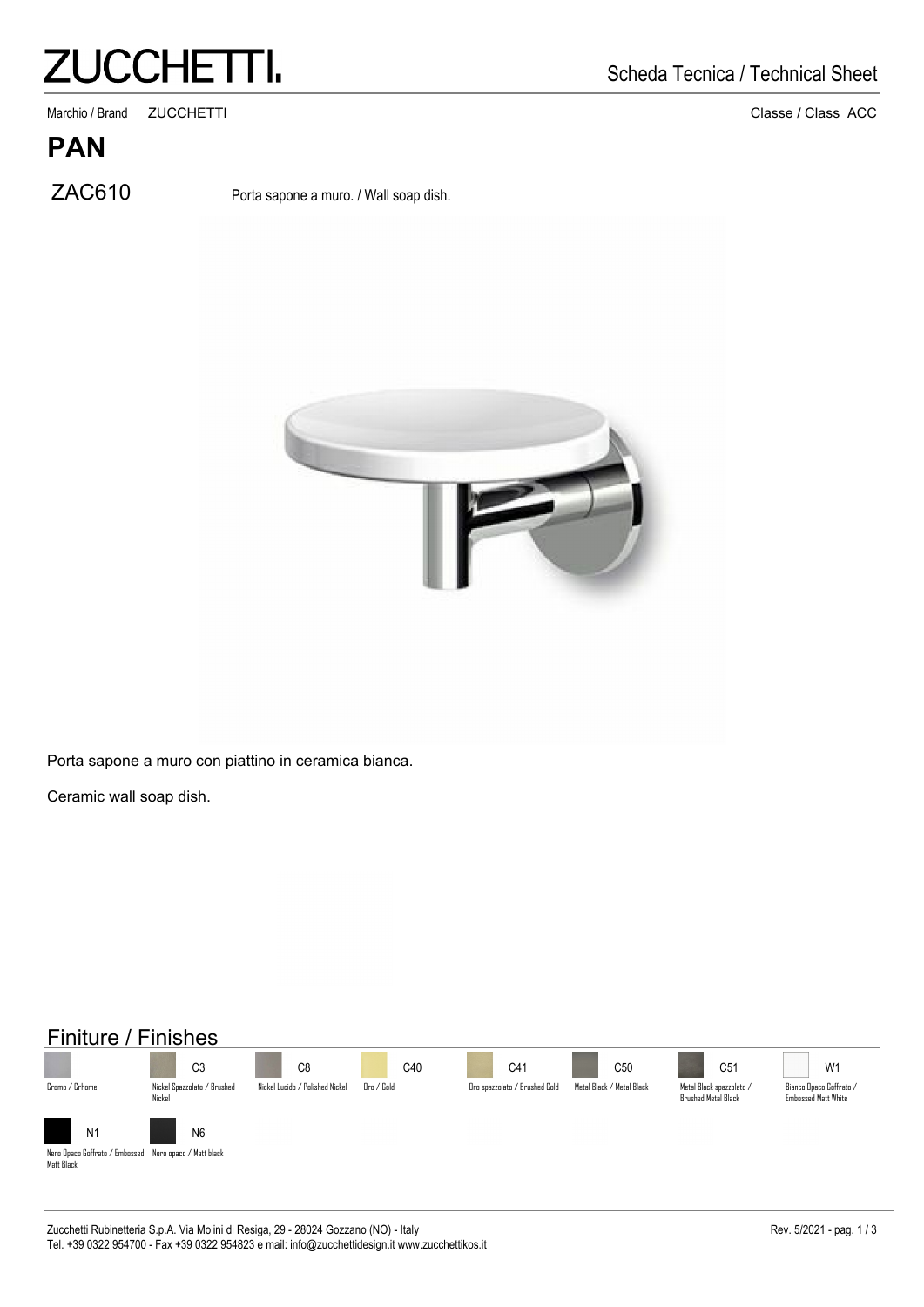# ZUCCHETTI.

Scheda Tecnica / Technical Sheet

Marchio / Brand ZUCCHETTI

Classe / Class ACC

## PAN

**ZAC610** Porta sapone a muro. / Wall soap dish.

Porta sapone a muro con piattino in ceramica bianca.

Ceramic wall soap dish.

## Finiture / Finishes

| Code | Finish |
|---|---|
| | Cromo / Crhome |
| C3 | Nickel Spazzolato / Brushed Nickel |
| C8 | Nickel Lucido / Polished Nickel |
| C40 | Oro / Gold |
| C41 | Oro spazzolato / Brushed Gold |
| C50 | Metal Black / Metal Black |
| C51 | Metal Black spazzolato / Brushed Metal Black |
| W1 | Bianco Opaco Goffrato / Embossed Matt White |
| N1 | Nero Opaco Goffrato / Embossed Matt Black |
| N6 | Nero opaco / Matt black |

Zucchetti Rubinetteria S.p.A. Via Molini di Resiga, 29 - 28024 Gozzano (NO) - Italy
Tel. +39 0322 954700 - Fax +39 0322 954823 e mail: info@zucchettidesign.it www.zucchettikos.it

Rev. 5/2021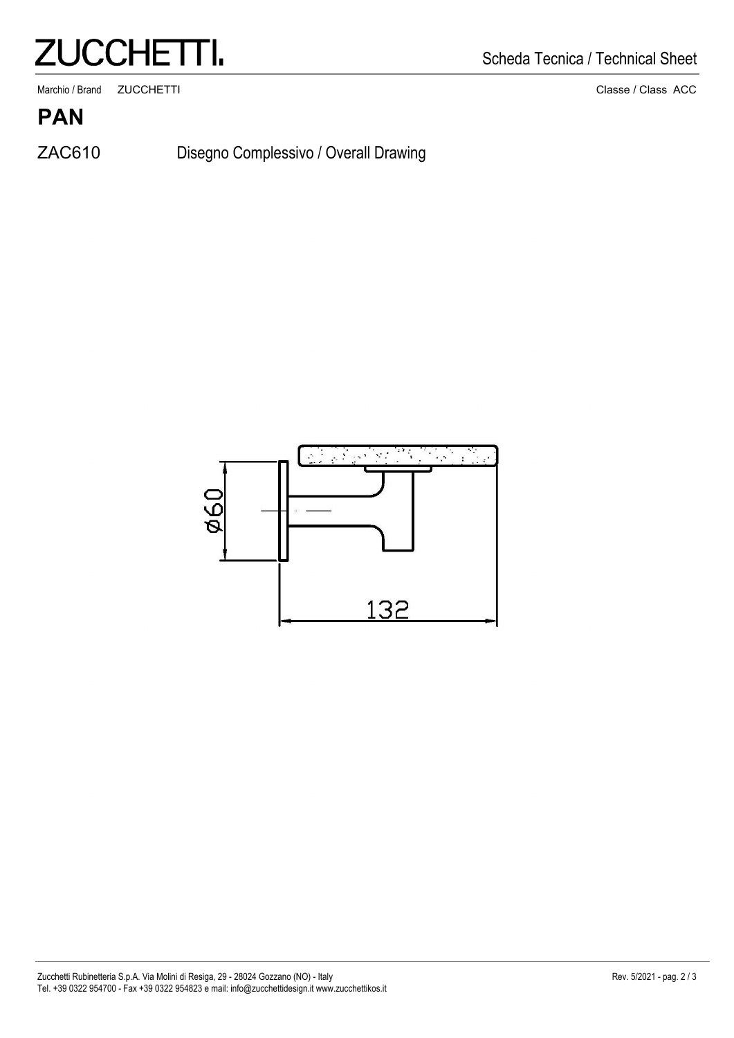Marchio / Brand ZUCCHETTI

Classe / Class ACC

# PAN

ZAC610 Disegno Complessivo / Overall Drawing

Ø60

132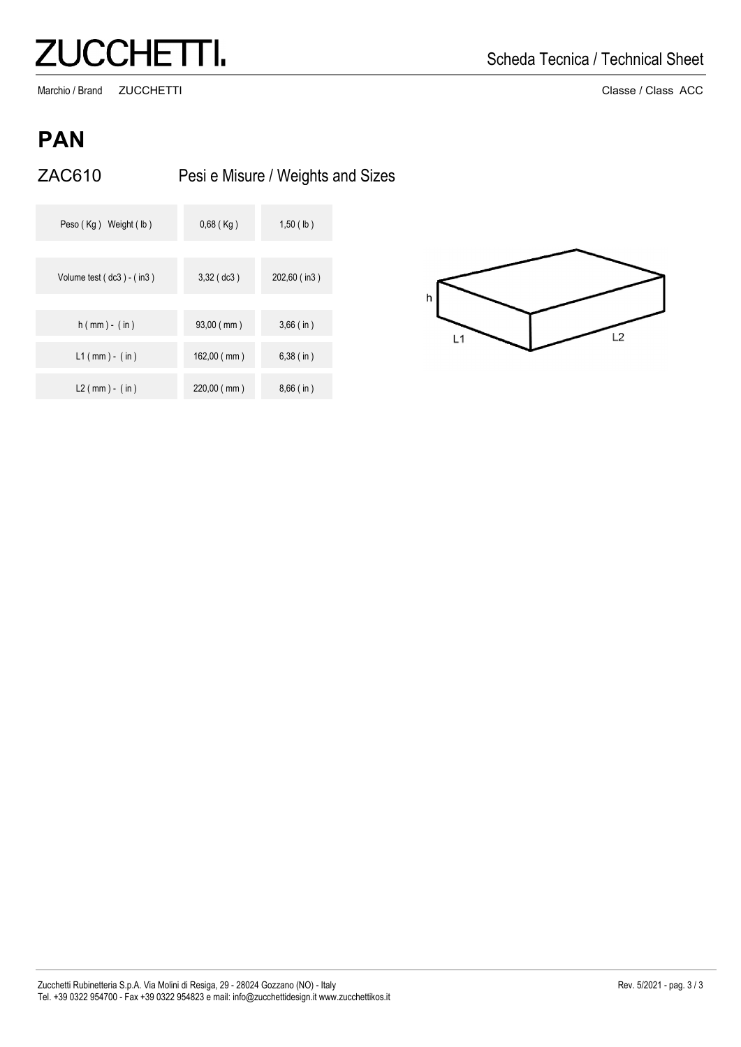Marchio / Brand ZUCCHETTI

Classe / Class ACC

# PAN

## ZAC610 Pesi e Misure / Weights and Sizes

| | | |
|---|---|---|
| Peso ( Kg ) Weight ( lb ) | 0,68 ( Kg ) | 1,50 ( lb ) |
| Volume test ( dc3 ) - ( in3 ) | 3,32 ( dc3 ) | 202,60 ( in3 ) |
| h ( mm ) - ( in ) | 93,00 ( mm ) | 3,66 ( in ) |
| L1 ( mm ) - ( in ) | 162,00 ( mm ) | 6,38 ( in ) |
| L2 ( mm ) - ( in ) | 220,00 ( mm ) | 8,66 ( in ) |

h

L1

L2

Zucchetti Rubinetteria S.p.A. Via Molini di Resiga, 29 - 28024 Gozzano (NO) - Italy
Tel. +39 0322 954700 - Fax +39 0322 954823 e mail: info@zucchettidesign.it www.zucchettikos.it

Rev. 5/2021